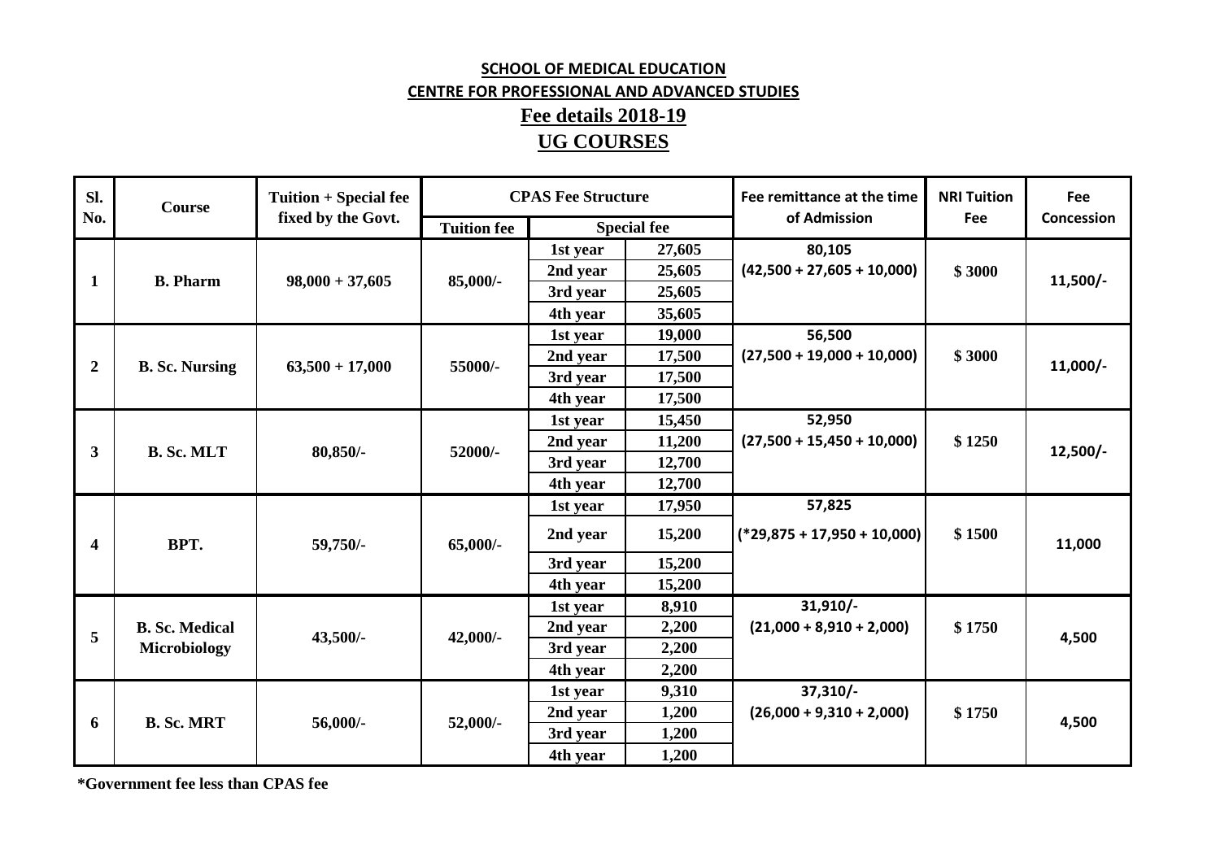**SCHOOL OF MEDICAL EDUCATION**

**CENTRE FOR PROFESSIONAL AND ADVANCED STUDIES**

**Fee details 2018-19**

**UG COURSES**

| Sl. No. | Course | Tuition + Special fee fixed by the Govt. | CPAS Fee Structure | | | Fee remittance at the time of Admission | NRI Tuition Fee | Fee Concession |
|---|---|---|---|---|---|---|---|---|
| | | | Tuition fee | Special fee | | | | |
| 1 | B. Pharm | 98,000 + 37,605 | 85,000/- | 1st year | 27,605 | 80,105 (42,500 + 27,605 + 10,000) | $ 3000 | 11,500/- |
| | | | | 2nd year | 25,605 | | | |
| | | | | 3rd year | 25,605 | | | |
| | | | | 4th year | 35,605 | | | |
| 2 | B. Sc. Nursing | 63,500 + 17,000 | 55000/- | 1st year | 19,000 | 56,500 (27,500 + 19,000 + 10,000) | $ 3000 | 11,000/- |
| | | | | 2nd year | 17,500 | | | |
| | | | | 3rd year | 17,500 | | | |
| | | | | 4th year | 17,500 | | | |
| 3 | B. Sc. MLT | 80,850/- | 52000/- | 1st year | 15,450 | 52,950 (27,500 + 15,450 + 10,000) | $ 1250 | 12,500/- |
| | | | | 2nd year | 11,200 | | | |
| | | | | 3rd year | 12,700 | | | |
| | | | | 4th year | 12,700 | | | |
| 4 | BPT. | 59,750/- | 65,000/- | 1st year | 17,950 | 57,825 (*29,875 + 17,950 + 10,000) | $ 1500 | 11,000 |
| | | | | 2nd year | 15,200 | | | |
| | | | | 3rd year | 15,200 | | | |
| | | | | 4th year | 15,200 | | | |
| 5 | B. Sc. Medical Microbiology | 43,500/- | 42,000/- | 1st year | 8,910 | 31,910/- (21,000 + 8,910 + 2,000) | $ 1750 | 4,500 |
| | | | | 2nd year | 2,200 | | | |
| | | | | 3rd year | 2,200 | | | |
| | | | | 4th year | 2,200 | | | |
| 6 | B. Sc. MRT | 56,000/- | 52,000/- | 1st year | 9,310 | 37,310/- (26,000 + 9,310 + 2,000) | $ 1750 | 4,500 |
| | | | | 2nd year | 1,200 | | | |
| | | | | 3rd year | 1,200 | | | |
| | | | | 4th year | 1,200 | | | |

**\*Government fee less than CPAS fee**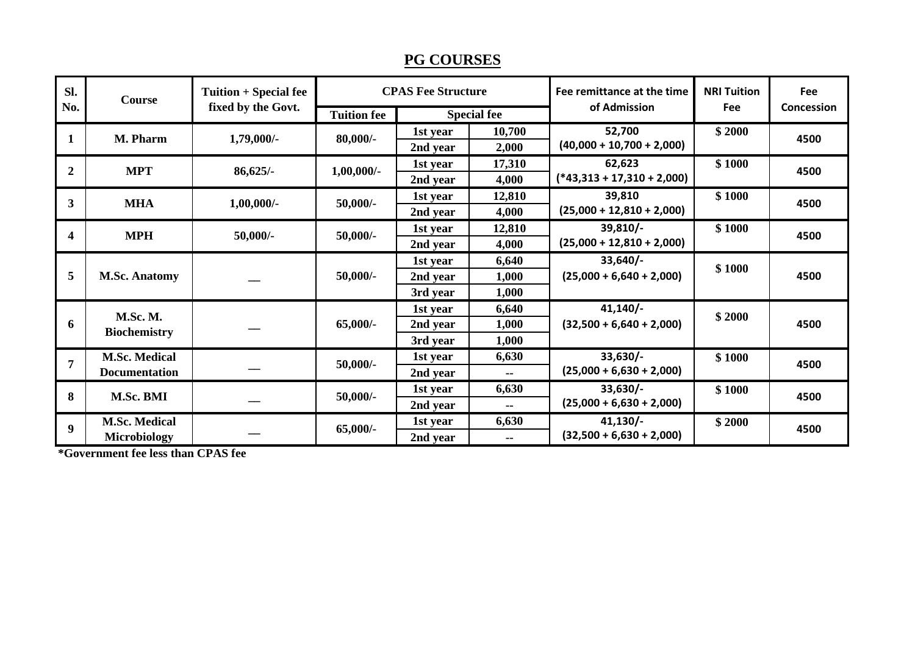## PG COURSES

| Sl. No. | Course | Tuition + Special fee fixed by the Govt. | CPAS Fee Structure | | | Fee remittance at the time of Admission | NRI Tuition Fee | Fee Concession |
|---|---|---|---|---|---|---|---|---|
| | | | Tuition fee | Special fee | | | | |
| 1 | M. Pharm | 1,79,000/- | 80,000/- | 1st year | 10,700 | 52,700 (40,000 + 10,700 + 2,000) | $ 2000 | 4500 |
| | | | | 2nd year | 2,000 | | | |
| 2 | MPT | 86,625/- | 1,00,000/- | 1st year | 17,310 | 62,623 (*43,313 + 17,310 + 2,000) | $ 1000 | 4500 |
| | | | | 2nd year | 4,000 | | | |
| 3 | MHA | 1,00,000/- | 50,000/- | 1st year | 12,810 | 39,810 (25,000 + 12,810 + 2,000) | $ 1000 | 4500 |
| | | | | 2nd year | 4,000 | | | |
| 4 | MPH | 50,000/- | 50,000/- | 1st year | 12,810 | 39,810/- (25,000 + 12,810 + 2,000) | $ 1000 | 4500 |
| | | | | 2nd year | 4,000 | | | |
| 5 | M.Sc. Anatomy | — | 50,000/- | 1st year | 6,640 | 33,640/- (25,000 + 6,640 + 2,000) | $ 1000 | 4500 |
| | | | | 2nd year | 1,000 | | | |
| | | | | 3rd year | 1,000 | | | |
| 6 | M.Sc. M. Biochemistry | — | 65,000/- | 1st year | 6,640 | 41,140/- (32,500 + 6,640 + 2,000) | $ 2000 | 4500 |
| | | | | 2nd year | 1,000 | | | |
| | | | | 3rd year | 1,000 | | | |
| 7 | M.Sc. Medical Documentation | — | 50,000/- | 1st year | 6,630 | 33,630/- (25,000 + 6,630 + 2,000) | $ 1000 | 4500 |
| | | | | 2nd year | -- | | | |
| 8 | M.Sc. BMI | — | 50,000/- | 1st year | 6,630 | 33,630/- (25,000 + 6,630 + 2,000) | $ 1000 | 4500 |
| | | | | 2nd year | -- | | | |
| 9 | M.Sc. Medical Microbiology | — | 65,000/- | 1st year | 6,630 | 41,130/- (32,500 + 6,630 + 2,000) | $ 2000 | 4500 |
| | | | | 2nd year | -- | | | |

**\*Government fee less than CPAS fee**